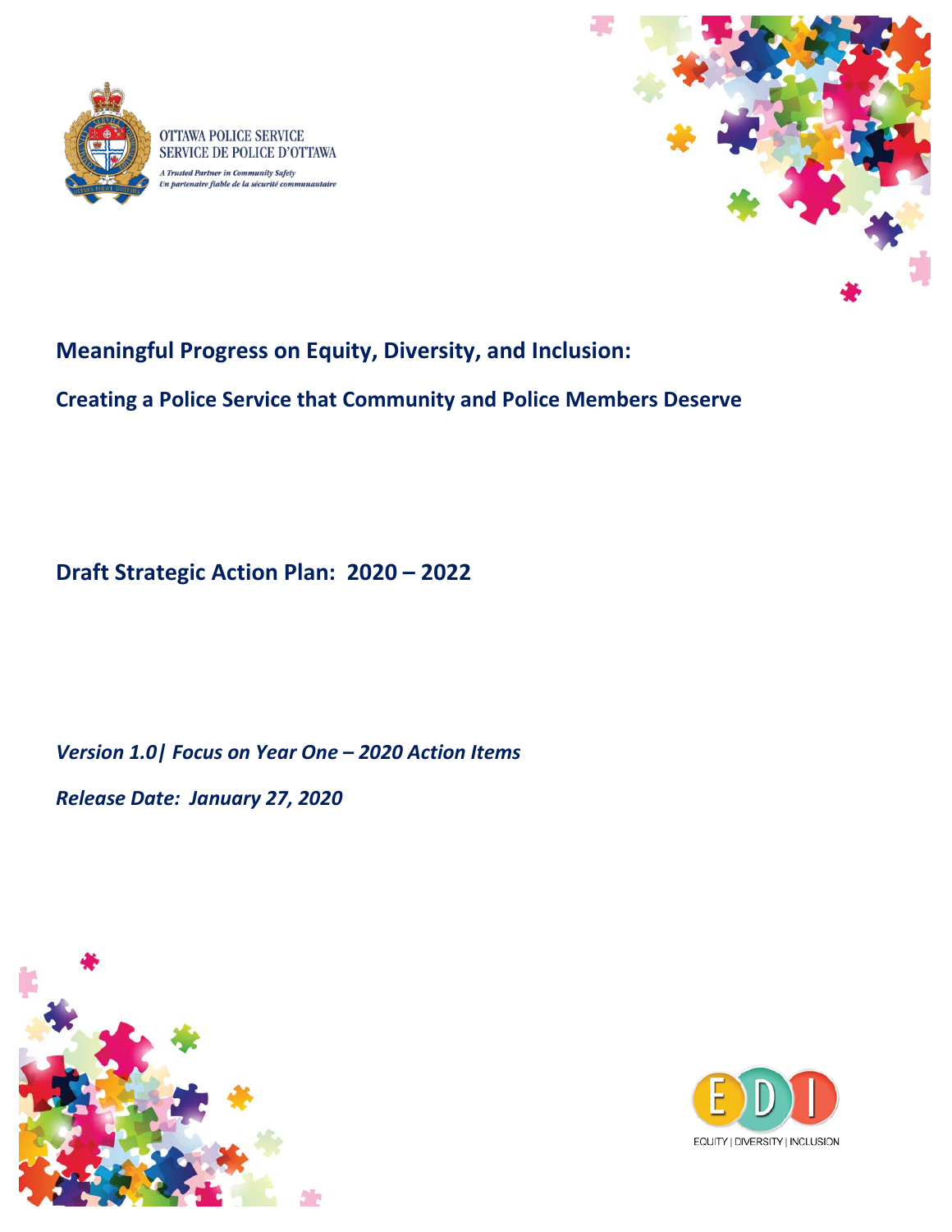OTTAWA POLICE SERVICE
SERVICE DE POLICE D'OTTAWA

*A Trusted Partner in Community Safety*
*Un partenaire fiable de la sécurité communautaire*

# Meaningful Progress on Equity, Diversity, and Inclusion:

## Creating a Police Service that Community and Police Members Deserve

## Draft Strategic Action Plan: 2020 – 2022

***Version 1.0| Focus on Year One – 2020 Action Items***

***Release Date: January 27, 2020***

EDI
EQUITY | DIVERSITY | INCLUSION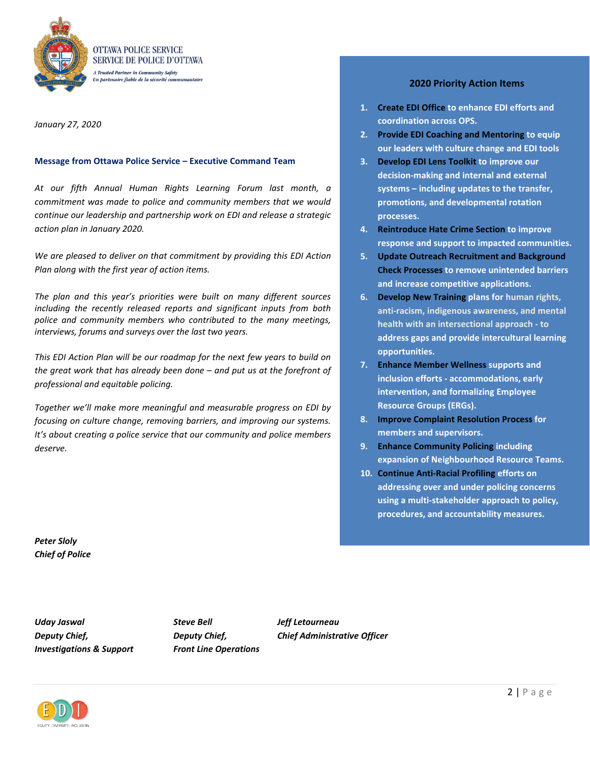OTTAWA POLICE SERVICE
SERVICE DE POLICE D'OTTAWA

*A Trusted Partner in Community Safety*
*Un partenaire fiable de la sécurité communautaire*

*January 27, 2020*

**Message from Ottawa Police Service – Executive Command Team**

*At our fifth Annual Human Rights Learning Forum last month, a commitment was made to police and community members that we would continue our leadership and partnership work on EDI and release a strategic action plan in January 2020.*

*We are pleased to deliver on that commitment by providing this EDI Action Plan along with the first year of action items.*

*The plan and this year's priorities were built on many different sources including the recently released reports and significant inputs from both police and community members who contributed to the many meetings, interviews, forums and surveys over the last two years.*

*This EDI Action Plan will be our roadmap for the next few years to build on the great work that has already been done – and put us at the forefront of professional and equitable policing.*

*Together we'll make more meaningful and measurable progress on EDI by focusing on culture change, removing barriers, and improving our systems. It's about creating a police service that our community and police members deserve.*

***Peter Sloly***
***Chief of Police***

***Uday Jaswal***
***Deputy Chief,***
***Investigations & Support***

***Steve Bell***
***Deputy Chief,***
***Front Line Operations***

***Jeff Letourneau***
***Chief Administrative Officer***

## 2020 Priority Action Items

1. **Create EDI Office** to enhance EDI efforts and coordination across OPS.
2. **Provide EDI Coaching and Mentoring** to equip our leaders with culture change and EDI tools
3. **Develop EDI Lens Toolkit** to improve our decision-making and internal and external systems – including updates to the transfer, promotions, and developmental rotation processes.
4. **Reintroduce Hate Crime Section** to improve response and support to impacted communities.
5. **Update Outreach Recruitment and Background Check Processes** to remove unintended barriers and increase competitive applications.
6. **Develop New Training** plans for human rights, anti-racism, indigenous awareness, and mental health with an intersectional approach - to address gaps and provide intercultural learning opportunities.
7. **Enhance Member Wellness** supports and inclusion efforts - accommodations, early intervention, and formalizing Employee Resource Groups (ERGs).
8. **Improve Complaint Resolution Process** for members and supervisors.
9. **Enhance Community Policing** including expansion of Neighbourhood Resource Teams.
10. **Continue Anti-Racial Profiling** efforts on addressing over and under policing concerns using a multi-stakeholder approach to policy, procedures, and accountability measures.

EDI
EQUITY | DIVERSITY | INCLUSION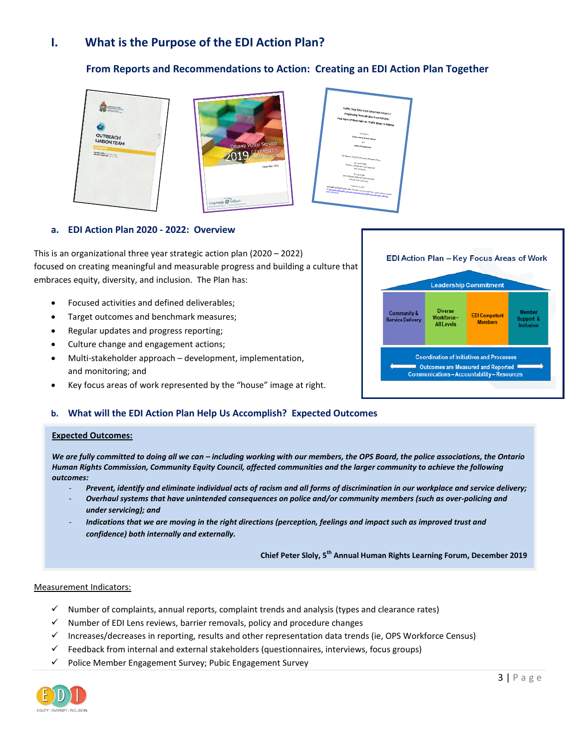# I. What is the Purpose of the EDI Action Plan?

### From Reports and Recommendations to Action: Creating an EDI Action Plan Together

## a. EDI Action Plan 2020 - 2022: Overview

This is an organizational three year strategic action plan (2020 – 2022) focused on creating meaningful and measurable progress and building a culture that embraces equity, diversity, and inclusion. The Plan has:

- Focused activities and defined deliverables;
- Target outcomes and benchmark measures;
- Regular updates and progress reporting;
- Culture change and engagement actions;
- Multi-stakeholder approach – development, implementation, and monitoring; and
- Key focus areas of work represented by the "house" image at right.

**EDI Action Plan – Key Focus Areas of Work**

Leadership Commitment

| Community & Service Delivery | Diverse Workforce – All Levels | EDI Competent Members | Member Support & Inclusion |
|---|---|---|---|

Coordination of Initiatives and Processes
Outcomes are Measured and Reported
Communications – Accountability – Resources

## b. What will the EDI Action Plan Help Us Accomplish? Expected Outcomes

**Expected Outcomes:**

***We are fully committed to doing all we can – including working with our members, the OPS Board, the police associations, the Ontario Human Rights Commission, Community Equity Council, affected communities and the larger community to achieve the following outcomes:***

- ***Prevent, identify and eliminate individual acts of racism and all forms of discrimination in our workplace and service delivery;***
- ***Overhaul systems that have unintended consequences on police and/or community members (such as over-policing and under servicing); and***
- ***Indications that we are moving in the right directions (perception, feelings and impact such as improved trust and confidence) both internally and externally.***

**Chief Peter Sloly, 5th Annual Human Rights Learning Forum, December 2019**

Measurement Indicators:

- ✓ Number of complaints, annual reports, complaint trends and analysis (types and clearance rates)
- ✓ Number of EDI Lens reviews, barrier removals, policy and procedure changes
- ✓ Increases/decreases in reporting, results and other representation data trends (ie, OPS Workforce Census)
- ✓ Feedback from internal and external stakeholders (questionnaires, interviews, focus groups)
- ✓ Police Member Engagement Survey; Pubic Engagement Survey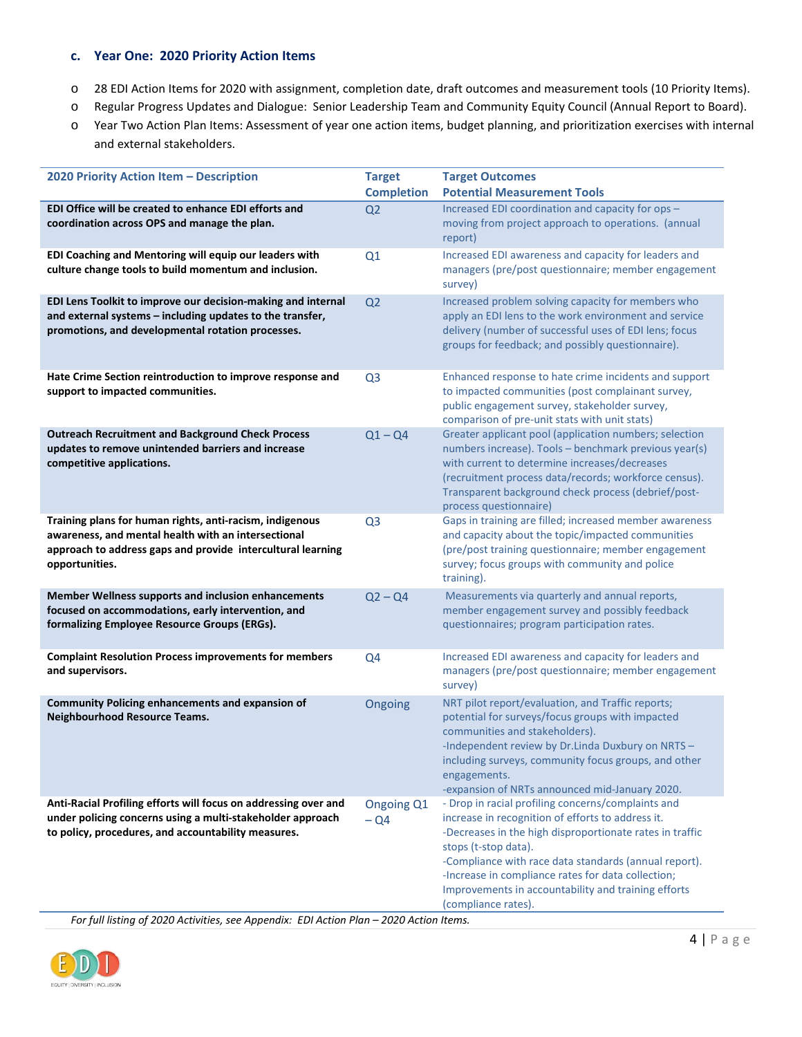### c. Year One: 2020 Priority Action Items

- 28 EDI Action Items for 2020 with assignment, completion date, draft outcomes and measurement tools (10 Priority Items).
- Regular Progress Updates and Dialogue: Senior Leadership Team and Community Equity Council (Annual Report to Board).
- Year Two Action Plan Items: Assessment of year one action items, budget planning, and prioritization exercises with internal and external stakeholders.

| 2020 Priority Action Item – Description | Target Completion | Target Outcomes<br>Potential Measurement Tools |
|---|---|---|
| **EDI Office will be created to enhance EDI efforts and coordination across OPS and manage the plan.** | Q2 | Increased EDI coordination and capacity for ops – moving from project approach to operations. (annual report) |
| **EDI Coaching and Mentoring will equip our leaders with culture change tools to build momentum and inclusion.** | Q1 | Increased EDI awareness and capacity for leaders and managers (pre/post questionnaire; member engagement survey) |
| **EDI Lens Toolkit to improve our decision-making and internal and external systems – including updates to the transfer, promotions, and developmental rotation processes.** | Q2 | Increased problem solving capacity for members who apply an EDI lens to the work environment and service delivery (number of successful uses of EDI lens; focus groups for feedback; and possibly questionnaire). |
| **Hate Crime Section reintroduction to improve response and support to impacted communities.** | Q3 | Enhanced response to hate crime incidents and support to impacted communities (post complainant survey, public engagement survey, stakeholder survey, comparison of pre-unit stats with unit stats) |
| **Outreach Recruitment and Background Check Process updates to remove unintended barriers and increase competitive applications.** | Q1 – Q4 | Greater applicant pool (application numbers; selection numbers increase). Tools – benchmark previous year(s) with current to determine increases/decreases (recruitment process data/records; workforce census). Transparent background check process (debrief/post-process questionnaire) |
| **Training plans for human rights, anti-racism, indigenous awareness, and mental health with an intersectional approach to address gaps and provide intercultural learning opportunities.** | Q3 | Gaps in training are filled; increased member awareness and capacity about the topic/impacted communities (pre/post training questionnaire; member engagement survey; focus groups with community and police training). |
| **Member Wellness supports and inclusion enhancements focused on accommodations, early intervention, and formalizing Employee Resource Groups (ERGs).** | Q2 – Q4 | Measurements via quarterly and annual reports, member engagement survey and possibly feedback questionnaires; program participation rates. |
| **Complaint Resolution Process improvements for members and supervisors.** | Q4 | Increased EDI awareness and capacity for leaders and managers (pre/post questionnaire; member engagement survey) |
| **Community Policing enhancements and expansion of Neighbourhood Resource Teams.** | Ongoing | NRT pilot report/evaluation, and Traffic reports; potential for surveys/focus groups with impacted communities and stakeholders).<br>-Independent review by Dr.Linda Duxbury on NRTS – including surveys, community focus groups, and other engagements.<br>-expansion of NRTs announced mid-January 2020. |
| **Anti-Racial Profiling efforts will focus on addressing over and under policing concerns using a multi-stakeholder approach to policy, procedures, and accountability measures.** | Ongoing Q1 – Q4 | - Drop in racial profiling concerns/complaints and increase in recognition of efforts to address it.<br>-Decreases in the high disproportionate rates in traffic stops (t-stop data).<br>-Compliance with race data standards (annual report).<br>-Increase in compliance rates for data collection; Improvements in accountability and training efforts (compliance rates). |

*For full listing of 2020 Activities, see Appendix: EDI Action Plan – 2020 Action Items.*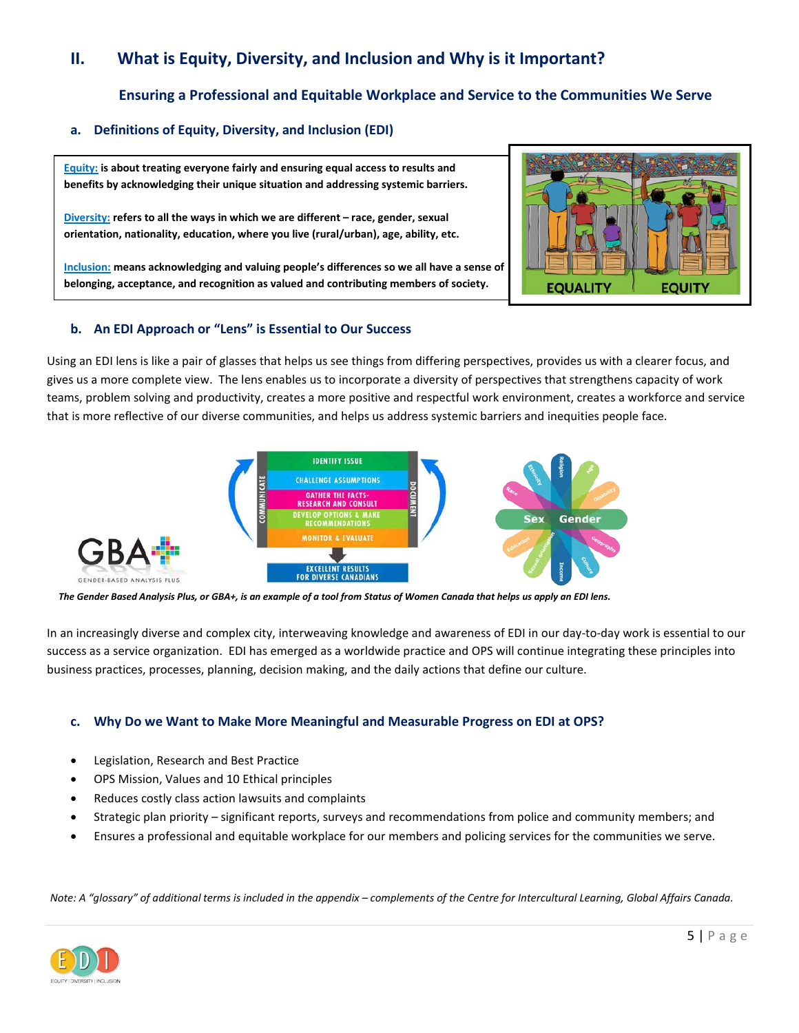## II. What is Equity, Diversity, and Inclusion and Why is it Important?

### Ensuring a Professional and Equitable Workplace and Service to the Communities We Serve

### a. Definitions of Equity, Diversity, and Inclusion (EDI)

**Equity: is about treating everyone fairly and ensuring equal access to results and benefits by acknowledging their unique situation and addressing systemic barriers.**

**Diversity: refers to all the ways in which we are different – race, gender, sexual orientation, nationality, education, where you live (rural/urban), age, ability, etc.**

**Inclusion: means acknowledging and valuing people's differences so we all have a sense of belonging, acceptance, and recognition as valued and contributing members of society.**

### b. An EDI Approach or "Lens" is Essential to Our Success

Using an EDI lens is like a pair of glasses that helps us see things from differing perspectives, provides us with a clearer focus, and gives us a more complete view. The lens enables us to incorporate a diversity of perspectives that strengthens capacity of work teams, problem solving and productivity, creates a more positive and respectful work environment, creates a workforce and service that is more reflective of our diverse communities, and helps us address systemic barriers and inequities people face.

*The Gender Based Analysis Plus, or GBA+, is an example of a tool from Status of Women Canada that helps us apply an EDI lens.*

In an increasingly diverse and complex city, interweaving knowledge and awareness of EDI in our day-to-day work is essential to our success as a service organization. EDI has emerged as a worldwide practice and OPS will continue integrating these principles into business practices, processes, planning, decision making, and the daily actions that define our culture.

### c. Why Do we Want to Make More Meaningful and Measurable Progress on EDI at OPS?

- Legislation, Research and Best Practice
- OPS Mission, Values and 10 Ethical principles
- Reduces costly class action lawsuits and complaints
- Strategic plan priority – significant reports, surveys and recommendations from police and community members; and
- Ensures a professional and equitable workplace for our members and policing services for the communities we serve.

*Note: A "glossary" of additional terms is included in the appendix – complements of the Centre for Intercultural Learning, Global Affairs Canada.*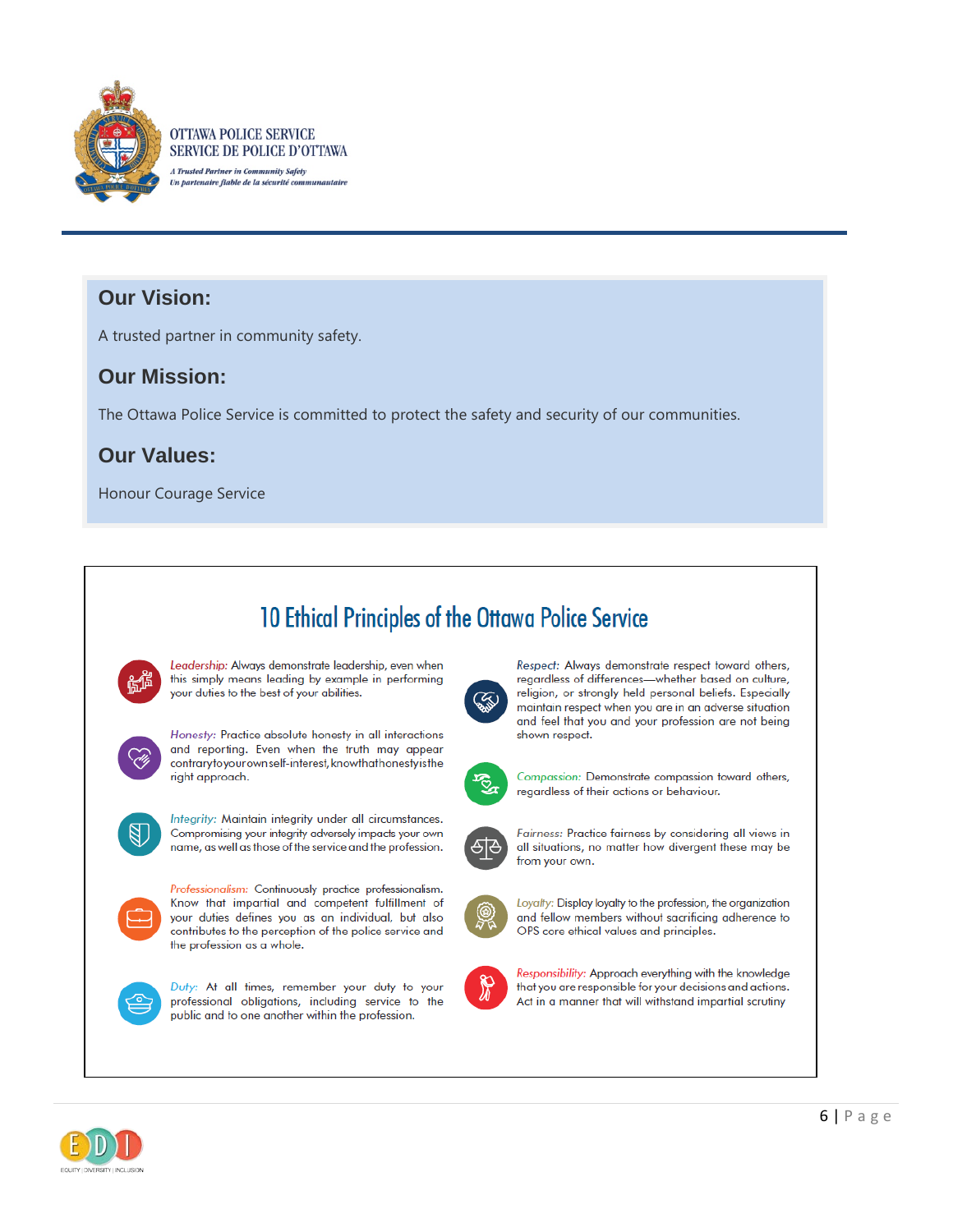OTTAWA POLICE SERVICE
SERVICE DE POLICE D'OTTAWA

*A Trusted Partner in Community Safety*
*Un partenaire fiable de la sécurité communautaire*

## Our Vision:

A trusted partner in community safety.

## Our Mission:

The Ottawa Police Service is committed to protect the safety and security of our communities.

## Our Values:

Honour Courage Service

## 10 Ethical Principles of the Ottawa Police Service

*Leadership:* Always demonstrate leadership, even when this simply means leading by example in performing your duties to the best of your abilities.

*Honesty:* Practice absolute honesty in all interactions and reporting. Even when the truth may appear contrary to your own self-interest, know that honesty is the right approach.

*Integrity:* Maintain integrity under all circumstances. Compromising your integrity adversely impacts your own name, as well as those of the service and the profession.

*Professionalism:* Continuously practice professionalism. Know that impartial and competent fulfillment of your duties defines you as an individual, but also contributes to the perception of the police service and the profession as a whole.

*Duty:* At all times, remember your duty to your professional obligations, including service to the public and to one another within the profession.

*Respect:* Always demonstrate respect toward others, regardless of differences—whether based on culture, religion, or strongly held personal beliefs. Especially maintain respect when you are in an adverse situation and feel that you and your profession are not being shown respect.

*Compassion:* Demonstrate compassion toward others, regardless of their actions or behaviour.

*Fairness:* Practice fairness by considering all views in all situations, no matter how divergent these may be from your own.

*Loyalty:* Display loyalty to the profession, the organization and fellow members without sacrificing adherence to OPS core ethical values and principles.

*Responsibility:* Approach everything with the knowledge that you are responsible for your decisions and actions. Act in a manner that will withstand impartial scrutiny